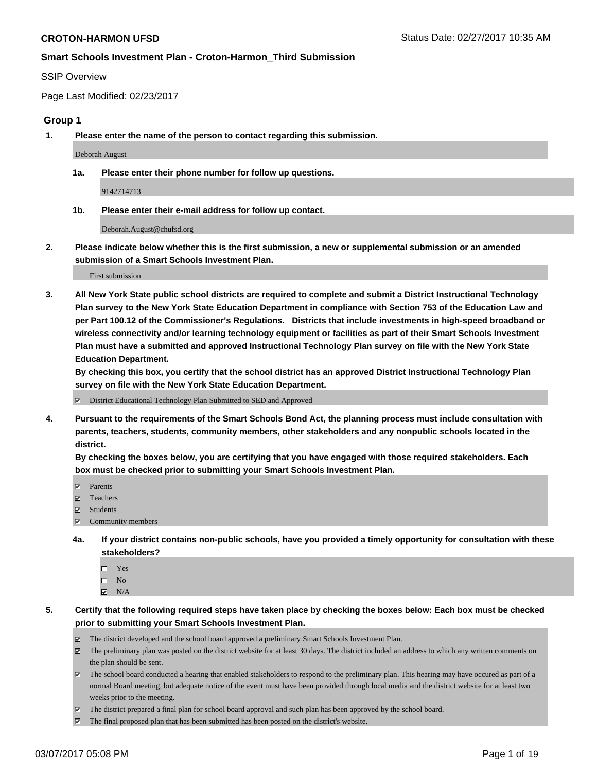**CROTON-HARMON UFSD** Status Date: 02/27/2017 10:35 AM

**Smart Schools Investment Plan - Croton-Harmon_Third Submission**

SSIP Overview

Page Last Modified: 02/23/2017

### Group 1

**1. Please enter the name of the person to contact regarding this submission.**

Deborah August

**1a. Please enter their phone number for follow up questions.**

9142714713

**1b. Please enter their e-mail address for follow up contact.**

Deborah.August@chufsd.org

**2. Please indicate below whether this is the first submission, a new or supplemental submission or an amended submission of a Smart Schools Investment Plan.**

First submission

**3. All New York State public school districts are required to complete and submit a District Instructional Technology Plan survey to the New York State Education Department in compliance with Section 753 of the Education Law and per Part 100.12 of the Commissioner's Regulations. Districts that include investments in high-speed broadband or wireless connectivity and/or learning technology equipment or facilities as part of their Smart Schools Investment Plan must have a submitted and approved Instructional Technology Plan survey on file with the New York State Education Department.**
**By checking this box, you certify that the school district has an approved District Instructional Technology Plan survey on file with the New York State Education Department.**

- ☑ District Educational Technology Plan Submitted to SED and Approved

**4. Pursuant to the requirements of the Smart Schools Bond Act, the planning process must include consultation with parents, teachers, students, community members, other stakeholders and any nonpublic schools located in the district.**
**By checking the boxes below, you are certifying that you have engaged with those required stakeholders. Each box must be checked prior to submitting your Smart Schools Investment Plan.**

- ☑ Parents
- ☑ Teachers
- ☑ Students
- ☑ Community members

**4a. If your district contains non-public schools, have you provided a timely opportunity for consultation with these stakeholders?**

- ☐ Yes
- ☐ No
- ☑ N/A

**5. Certify that the following required steps have taken place by checking the boxes below: Each box must be checked prior to submitting your Smart Schools Investment Plan.**

- ☑ The district developed and the school board approved a preliminary Smart Schools Investment Plan.
- ☑ The preliminary plan was posted on the district website for at least 30 days. The district included an address to which any written comments on the plan should be sent.
- ☑ The school board conducted a hearing that enabled stakeholders to respond to the preliminary plan. This hearing may have occured as part of a normal Board meeting, but adequate notice of the event must have been provided through local media and the district website for at least two weeks prior to the meeting.
- ☑ The district prepared a final plan for school board approval and such plan has been approved by the school board.
- ☑ The final proposed plan that has been submitted has been posted on the district's website.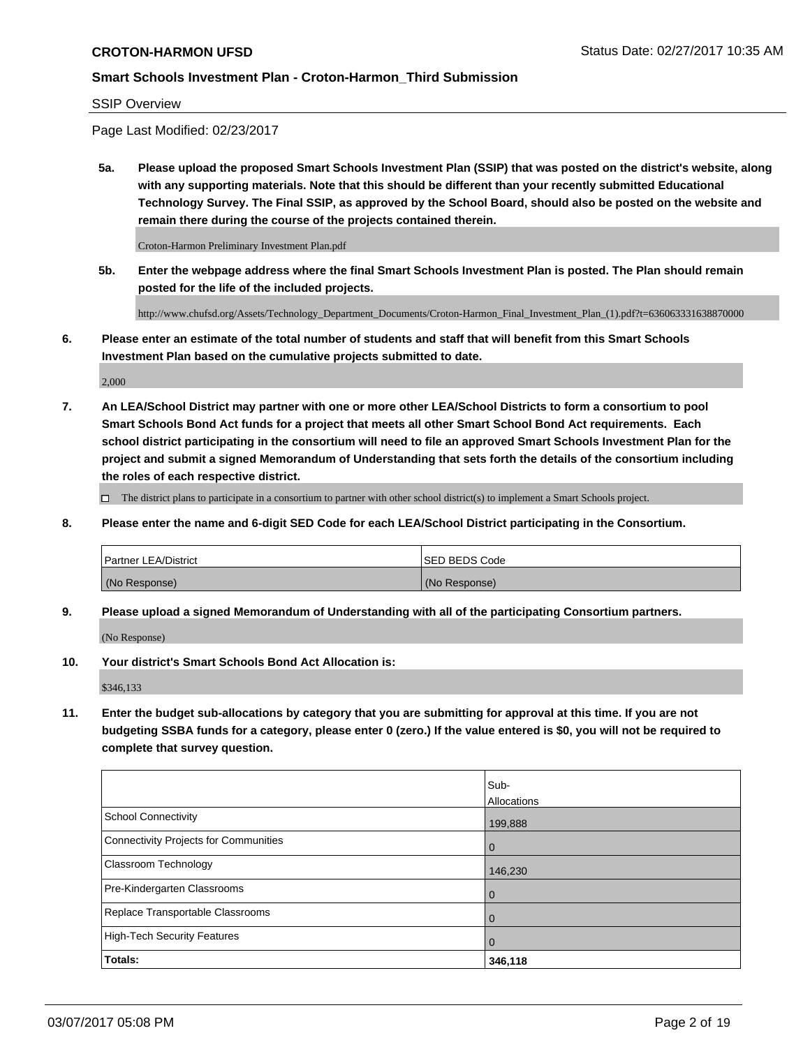SSIP Overview

Page Last Modified: 02/23/2017

**5a. Please upload the proposed Smart Schools Investment Plan (SSIP) that was posted on the district's website, along with any supporting materials. Note that this should be different than your recently submitted Educational Technology Survey. The Final SSIP, as approved by the School Board, should also be posted on the website and remain there during the course of the projects contained therein.**

Croton-Harmon Preliminary Investment Plan.pdf

**5b. Enter the webpage address where the final Smart Schools Investment Plan is posted. The Plan should remain posted for the life of the included projects.**

http://www.chufsd.org/Assets/Technology_Department_Documents/Croton-Harmon_Final_Investment_Plan_(1).pdf?t=636063331638870000

**6. Please enter an estimate of the total number of students and staff that will benefit from this Smart Schools Investment Plan based on the cumulative projects submitted to date.**

2,000

**7. An LEA/School District may partner with one or more other LEA/School Districts to form a consortium to pool Smart Schools Bond Act funds for a project that meets all other Smart School Bond Act requirements. Each school district participating in the consortium will need to file an approved Smart Schools Investment Plan for the project and submit a signed Memorandum of Understanding that sets forth the details of the consortium including the roles of each respective district.**

☐ The district plans to participate in a consortium to partner with other school district(s) to implement a Smart Schools project.

**8. Please enter the name and 6-digit SED Code for each LEA/School District participating in the Consortium.**

| Partner LEA/District | SED BEDS Code |
| --- | --- |
| (No Response) | (No Response) |

**9. Please upload a signed Memorandum of Understanding with all of the participating Consortium partners.**

(No Response)

**10. Your district's Smart Schools Bond Act Allocation is:**

$346,133

**11. Enter the budget sub-allocations by category that you are submitting for approval at this time. If you are not budgeting SSBA funds for a category, please enter 0 (zero.) If the value entered is $0, you will not be required to complete that survey question.**

| | Sub-Allocations |
| --- | --- |
| School Connectivity | 199,888 |
| Connectivity Projects for Communities | 0 |
| Classroom Technology | 146,230 |
| Pre-Kindergarten Classrooms | 0 |
| Replace Transportable Classrooms | 0 |
| High-Tech Security Features | 0 |
| **Totals:** | **346,118** |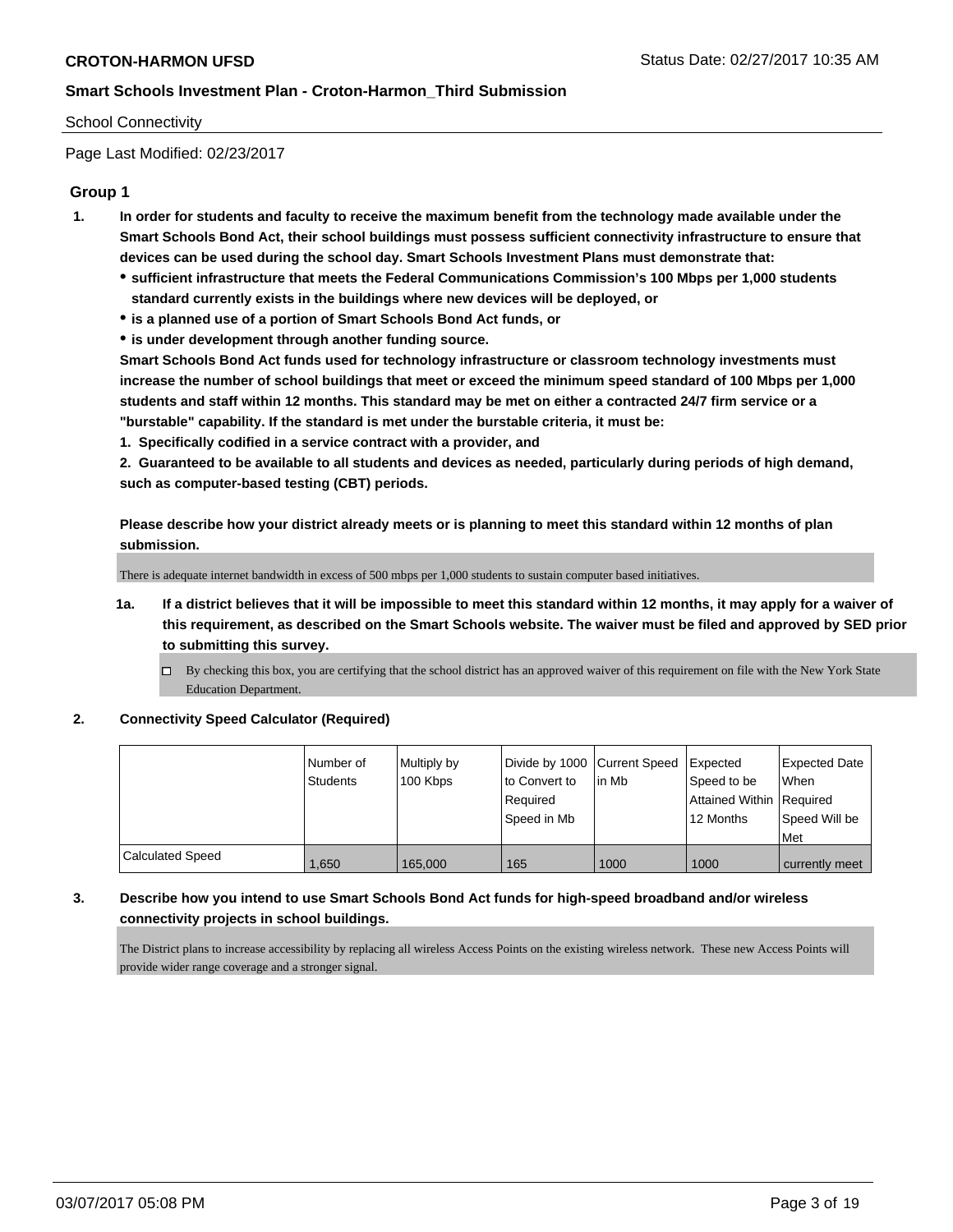School Connectivity

Page Last Modified: 02/23/2017

## Group 1

1. **In order for students and faculty to receive the maximum benefit from the technology made available under the Smart Schools Bond Act, their school buildings must possess sufficient connectivity infrastructure to ensure that devices can be used during the school day. Smart Schools Investment Plans must demonstrate that:**
   - **sufficient infrastructure that meets the Federal Communications Commission's 100 Mbps per 1,000 students standard currently exists in the buildings where new devices will be deployed, or**
   - **is a planned use of a portion of Smart Schools Bond Act funds, or**
   - **is under development through another funding source.**

   **Smart Schools Bond Act funds used for technology infrastructure or classroom technology investments must increase the number of school buildings that meet or exceed the minimum speed standard of 100 Mbps per 1,000 students and staff within 12 months. This standard may be met on either a contracted 24/7 firm service or a "burstable" capability. If the standard is met under the burstable criteria, it must be:**

   **1. Specifically codified in a service contract with a provider, and**

   **2. Guaranteed to be available to all students and devices as needed, particularly during periods of high demand, such as computer-based testing (CBT) periods.**

   **Please describe how your district already meets or is planning to meet this standard within 12 months of plan submission.**

   There is adequate internet bandwidth in excess of 500 mbps per 1,000 students to sustain computer based initiatives.

   1a. **If a district believes that it will be impossible to meet this standard within 12 months, it may apply for a waiver of this requirement, as described on the Smart Schools website. The waiver must be filed and approved by SED prior to submitting this survey.**

   ☐ By checking this box, you are certifying that the school district has an approved waiver of this requirement on file with the New York State Education Department.

2. **Connectivity Speed Calculator (Required)**

| | Number of Students | Multiply by 100 Kbps | Divide by 1000 to Convert to Required Speed in Mb | Current Speed in Mb | Expected Speed to be Attained Within 12 Months | Expected Date When Required Speed Will be Met |
|---|---|---|---|---|---|---|
| Calculated Speed | 1,650 | 165,000 | 165 | 1000 | 1000 | currently meet |

3. **Describe how you intend to use Smart Schools Bond Act funds for high-speed broadband and/or wireless connectivity projects in school buildings.**

   The District plans to increase accessibility by replacing all wireless Access Points on the existing wireless network. These new Access Points will provide wider range coverage and a stronger signal.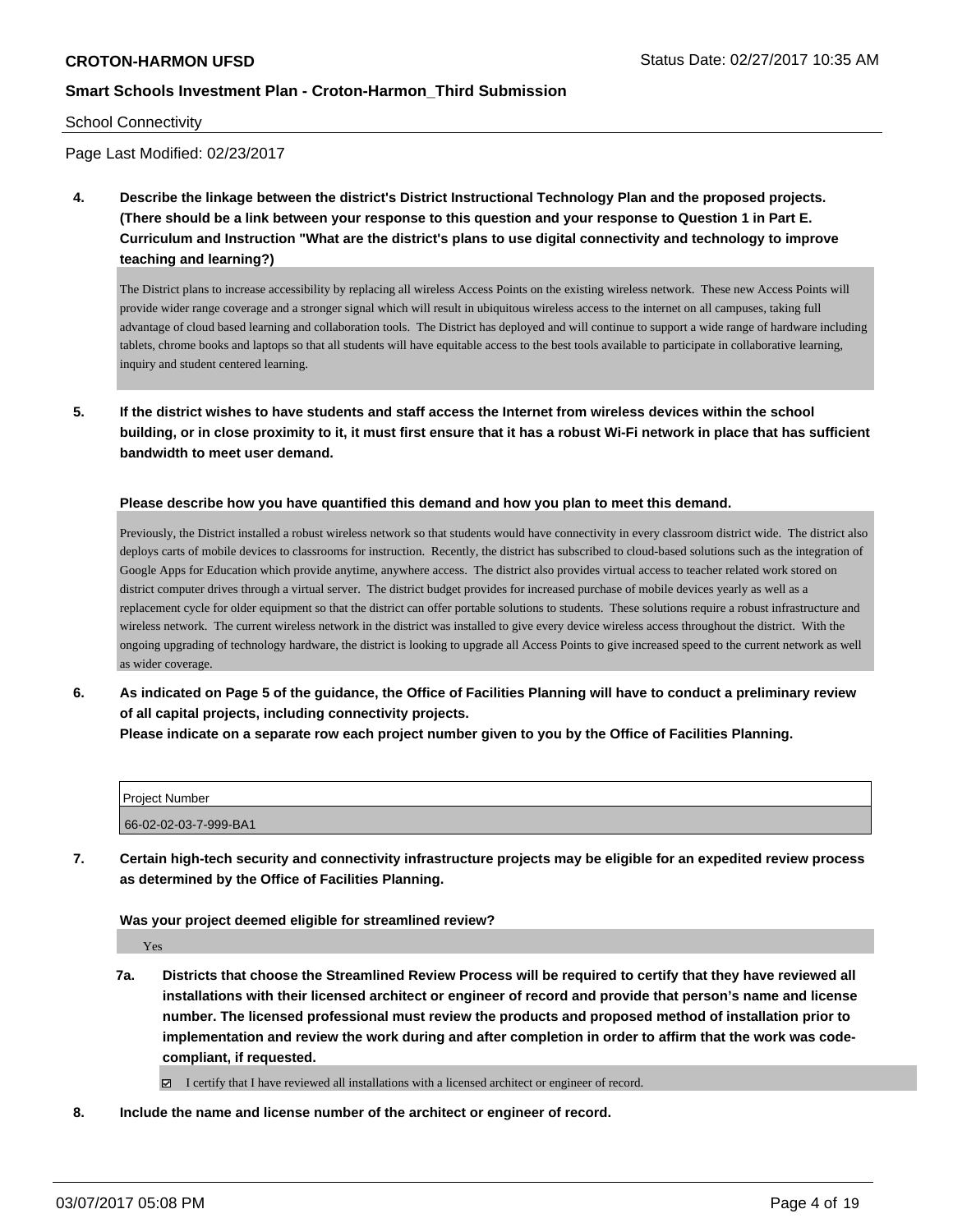School Connectivity

Page Last Modified: 02/23/2017

**4. Describe the linkage between the district's District Instructional Technology Plan and the proposed projects. (There should be a link between your response to this question and your response to Question 1 in Part E. Curriculum and Instruction "What are the district's plans to use digital connectivity and technology to improve teaching and learning?)**

The District plans to increase accessibility by replacing all wireless Access Points on the existing wireless network. These new Access Points will provide wider range coverage and a stronger signal which will result in ubiquitous wireless access to the internet on all campuses, taking full advantage of cloud based learning and collaboration tools. The District has deployed and will continue to support a wide range of hardware including tablets, chrome books and laptops so that all students will have equitable access to the best tools available to participate in collaborative learning, inquiry and student centered learning.

**5. If the district wishes to have students and staff access the Internet from wireless devices within the school building, or in close proximity to it, it must first ensure that it has a robust Wi-Fi network in place that has sufficient bandwidth to meet user demand.**

**Please describe how you have quantified this demand and how you plan to meet this demand.**

Previously, the District installed a robust wireless network so that students would have connectivity in every classroom district wide. The district also deploys carts of mobile devices to classrooms for instruction. Recently, the district has subscribed to cloud-based solutions such as the integration of Google Apps for Education which provide anytime, anywhere access. The district also provides virtual access to teacher related work stored on district computer drives through a virtual server. The district budget provides for increased purchase of mobile devices yearly as well as a replacement cycle for older equipment so that the district can offer portable solutions to students. These solutions require a robust infrastructure and wireless network. The current wireless network in the district was installed to give every device wireless access throughout the district. With the ongoing upgrading of technology hardware, the district is looking to upgrade all Access Points to give increased speed to the current network as well as wider coverage.

**6. As indicated on Page 5 of the guidance, the Office of Facilities Planning will have to conduct a preliminary review of all capital projects, including connectivity projects.**
**Please indicate on a separate row each project number given to you by the Office of Facilities Planning.**

| Project Number |
| --- |
| 66-02-02-03-7-999-BA1 |

**7. Certain high-tech security and connectivity infrastructure projects may be eligible for an expedited review process as determined by the Office of Facilities Planning.**

**Was your project deemed eligible for streamlined review?**

Yes

**7a. Districts that choose the Streamlined Review Process will be required to certify that they have reviewed all installations with their licensed architect or engineer of record and provide that person's name and license number. The licensed professional must review the products and proposed method of installation prior to implementation and review the work during and after completion in order to affirm that the work was code-compliant, if requested.**

☑ I certify that I have reviewed all installations with a licensed architect or engineer of record.

**8. Include the name and license number of the architect or engineer of record.**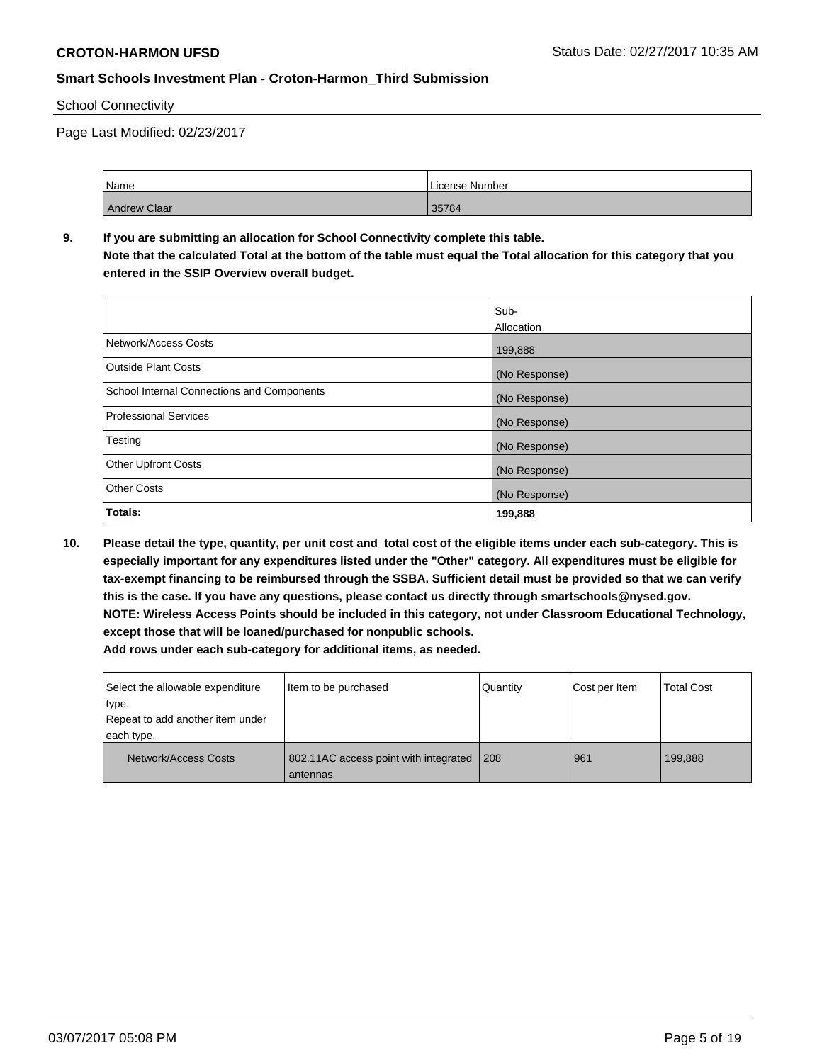School Connectivity

Page Last Modified: 02/23/2017

| Name | License Number |
| --- | --- |
| Andrew Claar | 35784 |

**9. If you are submitting an allocation for School Connectivity complete this table. Note that the calculated Total at the bottom of the table must equal the Total allocation for this category that you entered in the SSIP Overview overall budget.**

| | Sub-Allocation |
| --- | --- |
| Network/Access Costs | 199,888 |
| Outside Plant Costs | (No Response) |
| School Internal Connections and Components | (No Response) |
| Professional Services | (No Response) |
| Testing | (No Response) |
| Other Upfront Costs | (No Response) |
| Other Costs | (No Response) |
| **Totals:** | **199,888** |

**10. Please detail the type, quantity, per unit cost and total cost of the eligible items under each sub-category. This is especially important for any expenditures listed under the "Other" category. All expenditures must be eligible for tax-exempt financing to be reimbursed through the SSBA. Sufficient detail must be provided so that we can verify this is the case. If you have any questions, please contact us directly through smartschools@nysed.gov. NOTE: Wireless Access Points should be included in this category, not under Classroom Educational Technology, except those that will be loaned/purchased for nonpublic schools. Add rows under each sub-category for additional items, as needed.**

| Select the allowable expenditure type. Repeat to add another item under each type. | Item to be purchased | Quantity | Cost per Item | Total Cost |
| --- | --- | --- | --- | --- |
| Network/Access Costs | 802.11AC access point with integrated antennas | 208 | 961 | 199,888 |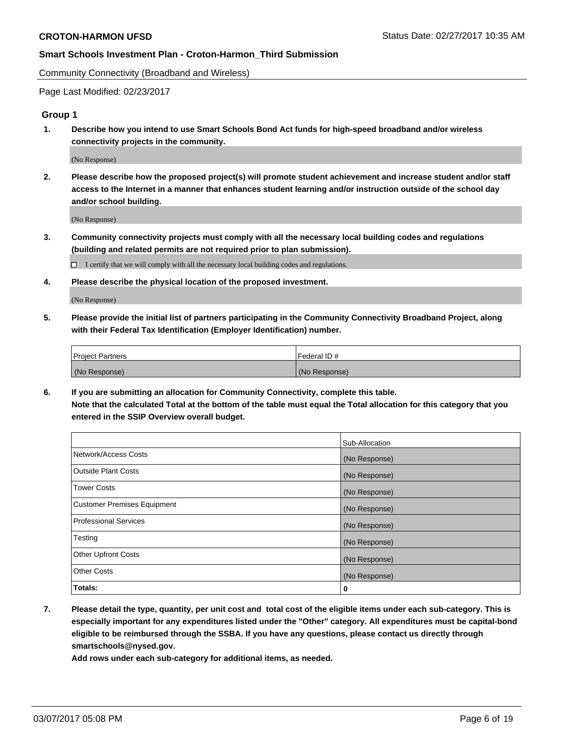Community Connectivity (Broadband and Wireless)

Page Last Modified: 02/23/2017

### Group 1

**1. Describe how you intend to use Smart Schools Bond Act funds for high-speed broadband and/or wireless connectivity projects in the community.**

(No Response)

**2. Please describe how the proposed project(s) will promote student achievement and increase student and/or staff access to the Internet in a manner that enhances student learning and/or instruction outside of the school day and/or school building.**

(No Response)

**3. Community connectivity projects must comply with all the necessary local building codes and regulations (building and related permits are not required prior to plan submission).**

☐ I certify that we will comply with all the necessary local building codes and regulations.

**4. Please describe the physical location of the proposed investment.**

(No Response)

**5. Please provide the initial list of partners participating in the Community Connectivity Broadband Project, along with their Federal Tax Identification (Employer Identification) number.**

| Project Partners | Federal ID # |
|---|---|
| (No Response) | (No Response) |

**6. If you are submitting an allocation for Community Connectivity, complete this table. Note that the calculated Total at the bottom of the table must equal the Total allocation for this category that you entered in the SSIP Overview overall budget.**

| | Sub-Allocation |
|---|---|
| Network/Access Costs | (No Response) |
| Outside Plant Costs | (No Response) |
| Tower Costs | (No Response) |
| Customer Premises Equipment | (No Response) |
| Professional Services | (No Response) |
| Testing | (No Response) |
| Other Upfront Costs | (No Response) |
| Other Costs | (No Response) |
| **Totals:** | **0** |

**7. Please detail the type, quantity, per unit cost and total cost of the eligible items under each sub-category. This is especially important for any expenditures listed under the "Other" category. All expenditures must be capital-bond eligible to be reimbursed through the SSBA. If you have any questions, please contact us directly through smartschools@nysed.gov.**

**Add rows under each sub-category for additional items, as needed.**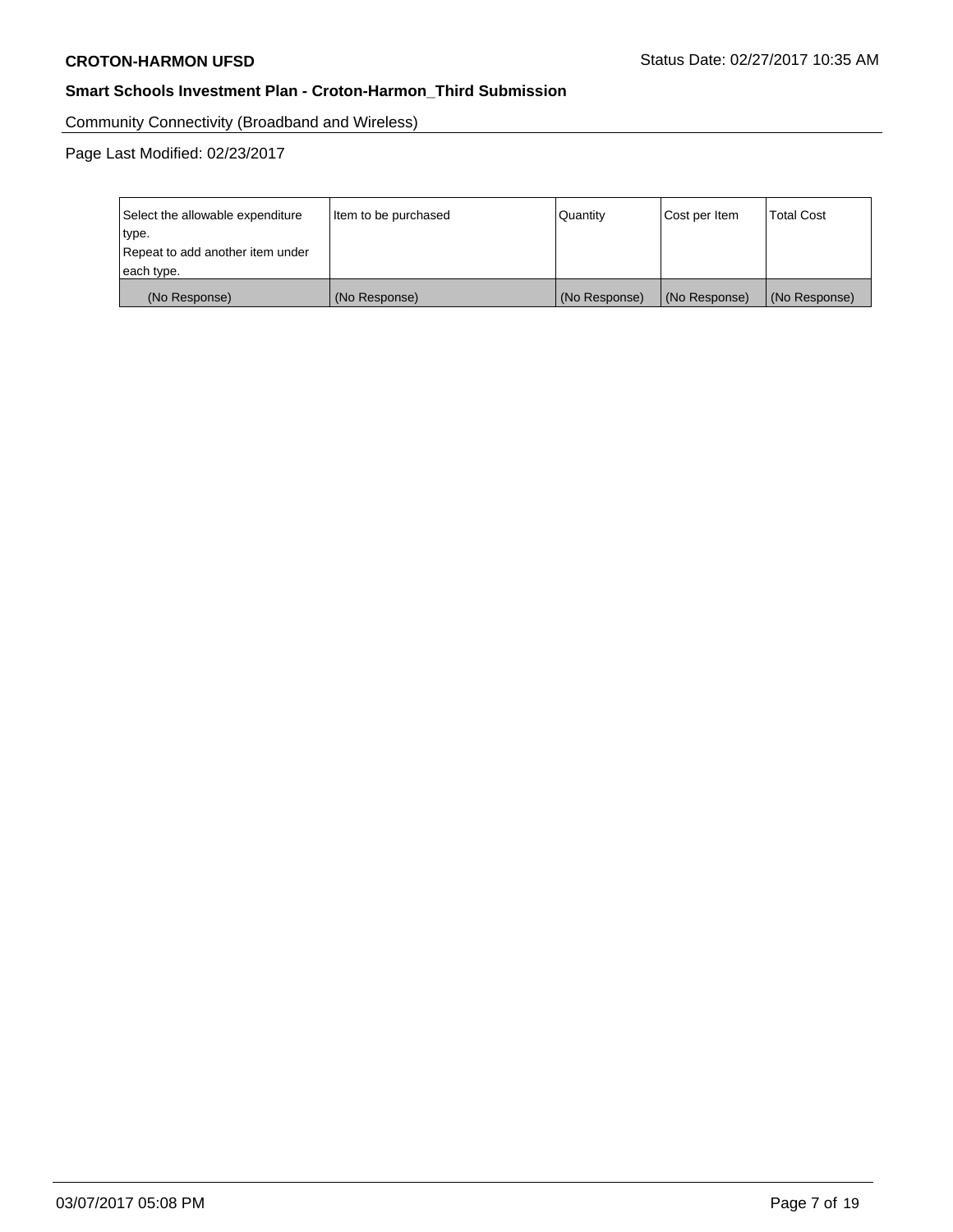Community Connectivity (Broadband and Wireless)

Page Last Modified: 02/23/2017

| Select the allowable expenditure type.<br>Repeat to add another item under each type. | Item to be purchased | Quantity | Cost per Item | Total Cost |
|---|---|---|---|---|
| (No Response) | (No Response) | (No Response) | (No Response) | (No Response) |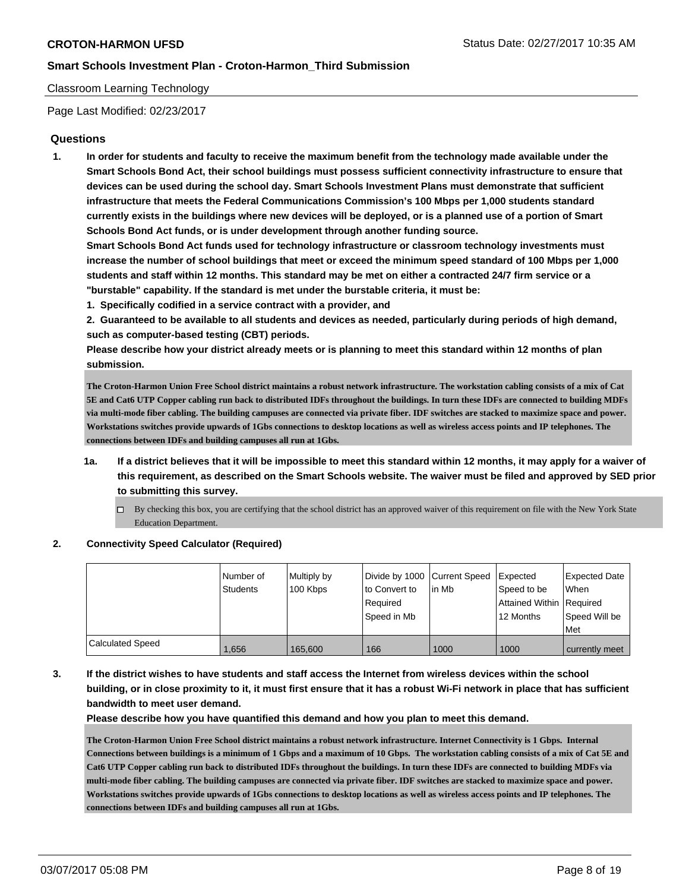Classroom Learning Technology

Page Last Modified: 02/23/2017

## Questions

**1. In order for students and faculty to receive the maximum benefit from the technology made available under the Smart Schools Bond Act, their school buildings must possess sufficient connectivity infrastructure to ensure that devices can be used during the school day. Smart Schools Investment Plans must demonstrate that sufficient infrastructure that meets the Federal Communications Commission's 100 Mbps per 1,000 students standard currently exists in the buildings where new devices will be deployed, or is a planned use of a portion of Smart Schools Bond Act funds, or is under development through another funding source.**

**Smart Schools Bond Act funds used for technology infrastructure or classroom technology investments must increase the number of school buildings that meet or exceed the minimum speed standard of 100 Mbps per 1,000 students and staff within 12 months. This standard may be met on either a contracted 24/7 firm service or a "burstable" capability. If the standard is met under the burstable criteria, it must be:**

**1. Specifically codified in a service contract with a provider, and**

**2. Guaranteed to be available to all students and devices as needed, particularly during periods of high demand, such as computer-based testing (CBT) periods.**

**Please describe how your district already meets or is planning to meet this standard within 12 months of plan submission.**

**The Croton-Harmon Union Free School district maintains a robust network infrastructure. The workstation cabling consists of a mix of Cat 5E and Cat6 UTP Copper cabling run back to distributed IDFs throughout the buildings. In turn these IDFs are connected to building MDFs via multi-mode fiber cabling. The building campuses are connected via private fiber. IDF switches are stacked to maximize space and power. Workstations switches provide upwards of 1Gbs connections to desktop locations as well as wireless access points and IP telephones. The connections between IDFs and building campuses all run at 1Gbs.**

**1a. If a district believes that it will be impossible to meet this standard within 12 months, it may apply for a waiver of this requirement, as described on the Smart Schools website. The waiver must be filed and approved by SED prior to submitting this survey.**

☐ By checking this box, you are certifying that the school district has an approved waiver of this requirement on file with the New York State Education Department.

**2. Connectivity Speed Calculator (Required)**

| | Number of Students | Multiply by 100 Kbps | Divide by 1000 to Convert to Required Speed in Mb | Current Speed in Mb | Expected Speed to be Attained Within 12 Months | Expected Date When Required Speed Will be Met |
|---|---|---|---|---|---|---|
| Calculated Speed | 1,656 | 165,600 | 166 | 1000 | 1000 | currently meet |

**3. If the district wishes to have students and staff access the Internet from wireless devices within the school building, or in close proximity to it, it must first ensure that it has a robust Wi-Fi network in place that has sufficient bandwidth to meet user demand.**

**Please describe how you have quantified this demand and how you plan to meet this demand.**

**The Croton-Harmon Union Free School district maintains a robust network infrastructure. Internet Connectivity is 1 Gbps. Internal Connections between buildings is a minimum of 1 Gbps and a maximum of 10 Gbps. The workstation cabling consists of a mix of Cat 5E and Cat6 UTP Copper cabling run back to distributed IDFs throughout the buildings. In turn these IDFs are connected to building MDFs via multi-mode fiber cabling. The building campuses are connected via private fiber. IDF switches are stacked to maximize space and power. Workstations switches provide upwards of 1Gbs connections to desktop locations as well as wireless access points and IP telephones. The connections between IDFs and building campuses all run at 1Gbs.**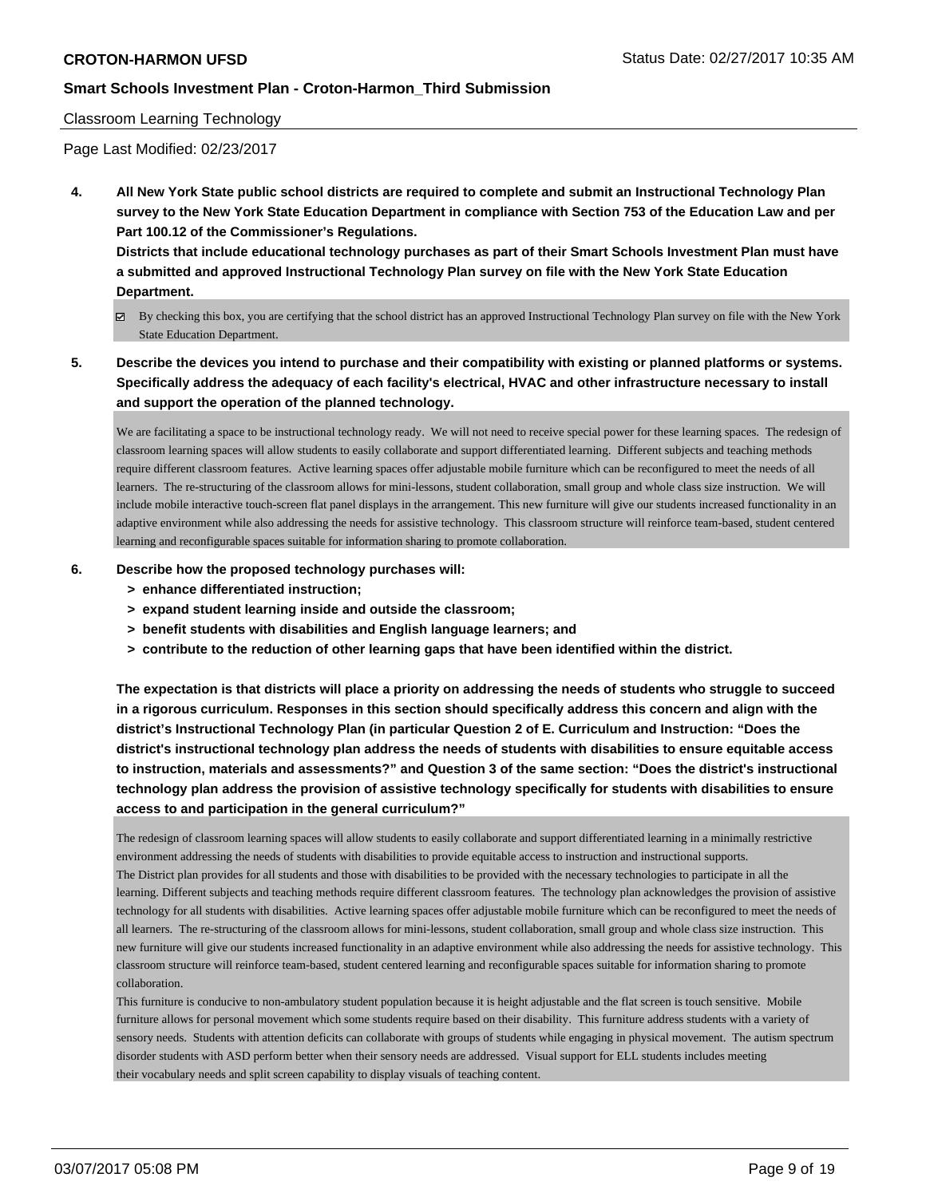Classroom Learning Technology

Page Last Modified: 02/23/2017

**4. All New York State public school districts are required to complete and submit an Instructional Technology Plan survey to the New York State Education Department in compliance with Section 753 of the Education Law and per Part 100.12 of the Commissioner's Regulations.**

**Districts that include educational technology purchases as part of their Smart Schools Investment Plan must have a submitted and approved Instructional Technology Plan survey on file with the New York State Education Department.**

☑ By checking this box, you are certifying that the school district has an approved Instructional Technology Plan survey on file with the New York State Education Department.

**5. Describe the devices you intend to purchase and their compatibility with existing or planned platforms or systems. Specifically address the adequacy of each facility's electrical, HVAC and other infrastructure necessary to install and support the operation of the planned technology.**

We are facilitating a space to be instructional technology ready. We will not need to receive special power for these learning spaces. The redesign of classroom learning spaces will allow students to easily collaborate and support differentiated learning. Different subjects and teaching methods require different classroom features. Active learning spaces offer adjustable mobile furniture which can be reconfigured to meet the needs of all learners. The re-structuring of the classroom allows for mini-lessons, student collaboration, small group and whole class size instruction. We will include mobile interactive touch-screen flat panel displays in the arrangement. This new furniture will give our students increased functionality in an adaptive environment while also addressing the needs for assistive technology. This classroom structure will reinforce team-based, student centered learning and reconfigurable spaces suitable for information sharing to promote collaboration.

**6. Describe how the proposed technology purchases will:**
- **> enhance differentiated instruction;**
- **> expand student learning inside and outside the classroom;**
- **> benefit students with disabilities and English language learners; and**
- **> contribute to the reduction of other learning gaps that have been identified within the district.**

**The expectation is that districts will place a priority on addressing the needs of students who struggle to succeed in a rigorous curriculum. Responses in this section should specifically address this concern and align with the district's Instructional Technology Plan (in particular Question 2 of E. Curriculum and Instruction: "Does the district's instructional technology plan address the needs of students with disabilities to ensure equitable access to instruction, materials and assessments?" and Question 3 of the same section: "Does the district's instructional technology plan address the provision of assistive technology specifically for students with disabilities to ensure access to and participation in the general curriculum?"**

The redesign of classroom learning spaces will allow students to easily collaborate and support differentiated learning in a minimally restrictive environment addressing the needs of students with disabilities to provide equitable access to instruction and instructional supports.
The District plan provides for all students and those with disabilities to be provided with the necessary technologies to participate in all the learning. Different subjects and teaching methods require different classroom features. The technology plan acknowledges the provision of assistive technology for all students with disabilities. Active learning spaces offer adjustable mobile furniture which can be reconfigured to meet the needs of all learners. The re-structuring of the classroom allows for mini-lessons, student collaboration, small group and whole class size instruction. This new furniture will give our students increased functionality in an adaptive environment while also addressing the needs for assistive technology. This classroom structure will reinforce team-based, student centered learning and reconfigurable spaces suitable for information sharing to promote collaboration.
This furniture is conducive to non-ambulatory student population because it is height adjustable and the flat screen is touch sensitive. Mobile furniture allows for personal movement which some students require based on their disability. This furniture address students with a variety of sensory needs. Students with attention deficits can collaborate with groups of students while engaging in physical movement. The autism spectrum disorder students with ASD perform better when their sensory needs are addressed. Visual support for ELL students includes meeting their vocabulary needs and split screen capability to display visuals of teaching content.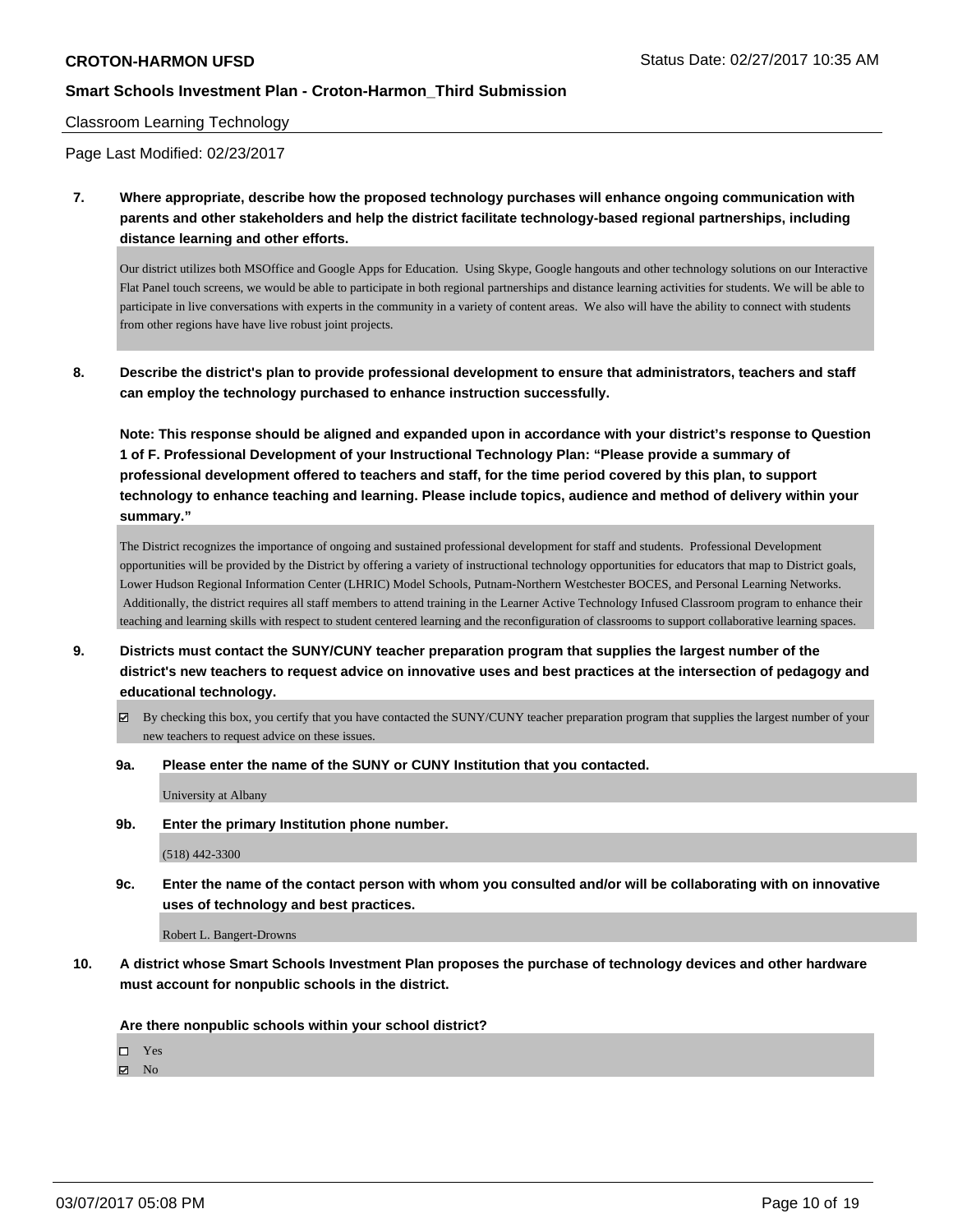Classroom Learning Technology

Page Last Modified: 02/23/2017

**7. Where appropriate, describe how the proposed technology purchases will enhance ongoing communication with parents and other stakeholders and help the district facilitate technology-based regional partnerships, including distance learning and other efforts.**

Our district utilizes both MSOffice and Google Apps for Education. Using Skype, Google hangouts and other technology solutions on our Interactive Flat Panel touch screens, we would be able to participate in both regional partnerships and distance learning activities for students. We will be able to participate in live conversations with experts in the community in a variety of content areas. We also will have the ability to connect with students from other regions have have live robust joint projects.

**8. Describe the district's plan to provide professional development to ensure that administrators, teachers and staff can employ the technology purchased to enhance instruction successfully.**

**Note: This response should be aligned and expanded upon in accordance with your district's response to Question 1 of F. Professional Development of your Instructional Technology Plan: "Please provide a summary of professional development offered to teachers and staff, for the time period covered by this plan, to support technology to enhance teaching and learning. Please include topics, audience and method of delivery within your summary."**

The District recognizes the importance of ongoing and sustained professional development for staff and students. Professional Development opportunities will be provided by the District by offering a variety of instructional technology opportunities for educators that map to District goals, Lower Hudson Regional Information Center (LHRIC) Model Schools, Putnam-Northern Westchester BOCES, and Personal Learning Networks. Additionally, the district requires all staff members to attend training in the Learner Active Technology Infused Classroom program to enhance their teaching and learning skills with respect to student centered learning and the reconfiguration of classrooms to support collaborative learning spaces.

**9. Districts must contact the SUNY/CUNY teacher preparation program that supplies the largest number of the district's new teachers to request advice on innovative uses and best practices at the intersection of pedagogy and educational technology.**

☑ By checking this box, you certify that you have contacted the SUNY/CUNY teacher preparation program that supplies the largest number of your new teachers to request advice on these issues.

**9a. Please enter the name of the SUNY or CUNY Institution that you contacted.**

University at Albany

**9b. Enter the primary Institution phone number.**

(518) 442-3300

**9c. Enter the name of the contact person with whom you consulted and/or will be collaborating with on innovative uses of technology and best practices.**

Robert L. Bangert-Drowns

**10. A district whose Smart Schools Investment Plan proposes the purchase of technology devices and other hardware must account for nonpublic schools in the district.**

**Are there nonpublic schools within your school district?**

☐ Yes
☑ No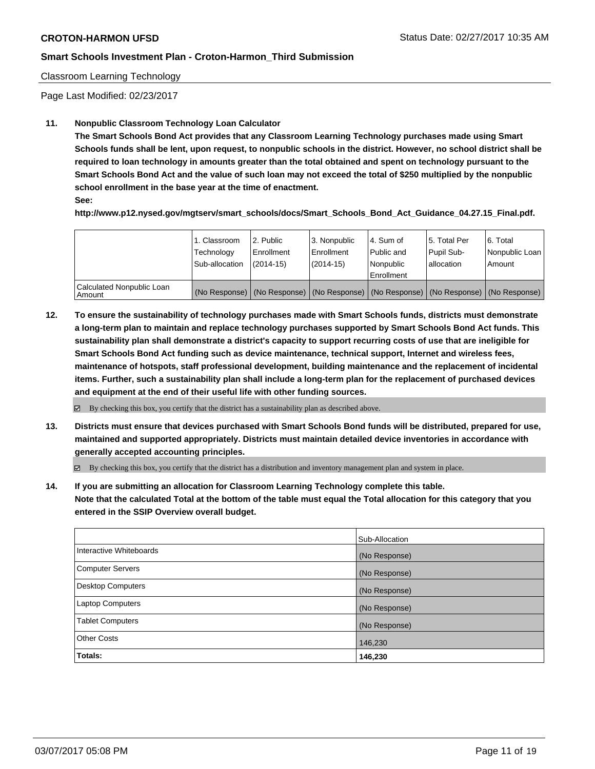Classroom Learning Technology

Page Last Modified: 02/23/2017

**11. Nonpublic Classroom Technology Loan Calculator**

**The Smart Schools Bond Act provides that any Classroom Learning Technology purchases made using Smart Schools funds shall be lent, upon request, to nonpublic schools in the district. However, no school district shall be required to loan technology in amounts greater than the total obtained and spent on technology pursuant to the Smart Schools Bond Act and the value of such loan may not exceed the total of $250 multiplied by the nonpublic school enrollment in the base year at the time of enactment.**

**See:**

**http://www.p12.nysed.gov/mgtserv/smart_schools/docs/Smart_Schools_Bond_Act_Guidance_04.27.15_Final.pdf.**

| | 1. Classroom Technology Sub-allocation | 2. Public Enrollment (2014-15) | 3. Nonpublic Enrollment (2014-15) | 4. Sum of Public and Nonpublic Enrollment | 5. Total Per Pupil Sub-allocation | 6. Total Nonpublic Loan Amount |
|---|---|---|---|---|---|---|
| Calculated Nonpublic Loan Amount | (No Response) | (No Response) | (No Response) | (No Response) | (No Response) | (No Response) |

**12. To ensure the sustainability of technology purchases made with Smart Schools funds, districts must demonstrate a long-term plan to maintain and replace technology purchases supported by Smart Schools Bond Act funds. This sustainability plan shall demonstrate a district's capacity to support recurring costs of use that are ineligible for Smart Schools Bond Act funding such as device maintenance, technical support, Internet and wireless fees, maintenance of hotspots, staff professional development, building maintenance and the replacement of incidental items. Further, such a sustainability plan shall include a long-term plan for the replacement of purchased devices and equipment at the end of their useful life with other funding sources.**

☑ By checking this box, you certify that the district has a sustainability plan as described above.

**13. Districts must ensure that devices purchased with Smart Schools Bond funds will be distributed, prepared for use, maintained and supported appropriately. Districts must maintain detailed device inventories in accordance with generally accepted accounting principles.**

☑ By checking this box, you certify that the district has a distribution and inventory management plan and system in place.

**14. If you are submitting an allocation for Classroom Learning Technology complete this table. Note that the calculated Total at the bottom of the table must equal the Total allocation for this category that you entered in the SSIP Overview overall budget.**

| | Sub-Allocation |
|---|---|
| Interactive Whiteboards | (No Response) |
| Computer Servers | (No Response) |
| Desktop Computers | (No Response) |
| Laptop Computers | (No Response) |
| Tablet Computers | (No Response) |
| Other Costs | 146,230 |
| **Totals:** | **146,230** |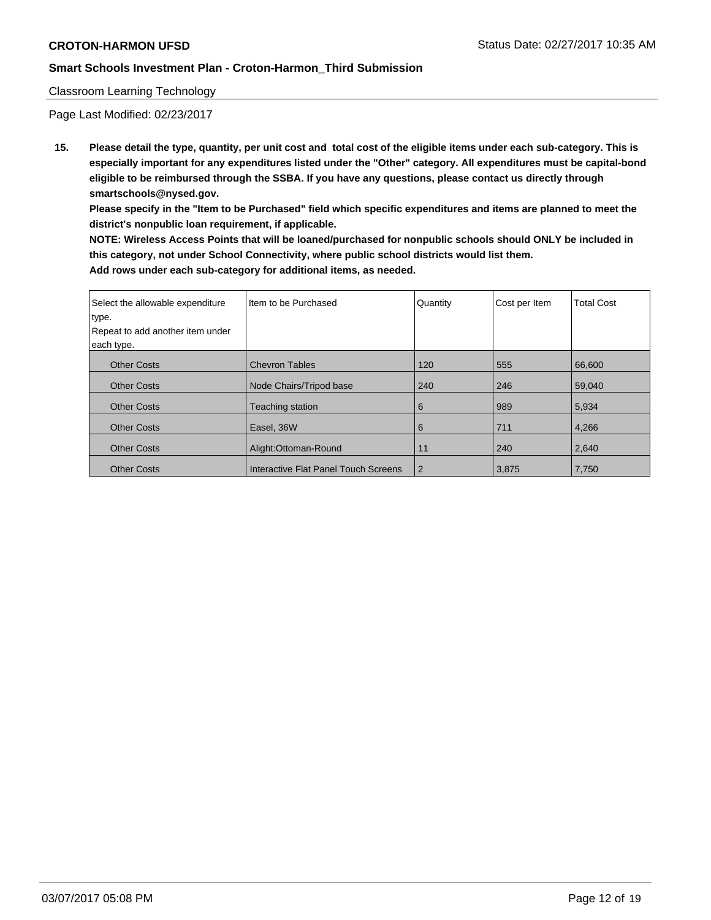Classroom Learning Technology

Page Last Modified: 02/23/2017

**15. Please detail the type, quantity, per unit cost and total cost of the eligible items under each sub-category. This is especially important for any expenditures listed under the "Other" category. All expenditures must be capital-bond eligible to be reimbursed through the SSBA. If you have any questions, please contact us directly through smartschools@nysed.gov.**

**Please specify in the "Item to be Purchased" field which specific expenditures and items are planned to meet the district's nonpublic loan requirement, if applicable.**

**NOTE: Wireless Access Points that will be loaned/purchased for nonpublic schools should ONLY be included in this category, not under School Connectivity, where public school districts would list them.**

**Add rows under each sub-category for additional items, as needed.**

| Select the allowable expenditure type. Repeat to add another item under each type. | Item to be Purchased | Quantity | Cost per Item | Total Cost |
|---|---|---|---|---|
| Other Costs | Chevron Tables | 120 | 555 | 66,600 |
| Other Costs | Node Chairs/Tripod base | 240 | 246 | 59,040 |
| Other Costs | Teaching station | 6 | 989 | 5,934 |
| Other Costs | Easel, 36W | 6 | 711 | 4,266 |
| Other Costs | Alight:Ottoman-Round | 11 | 240 | 2,640 |
| Other Costs | Interactive Flat Panel Touch Screens | 2 | 3,875 | 7,750 |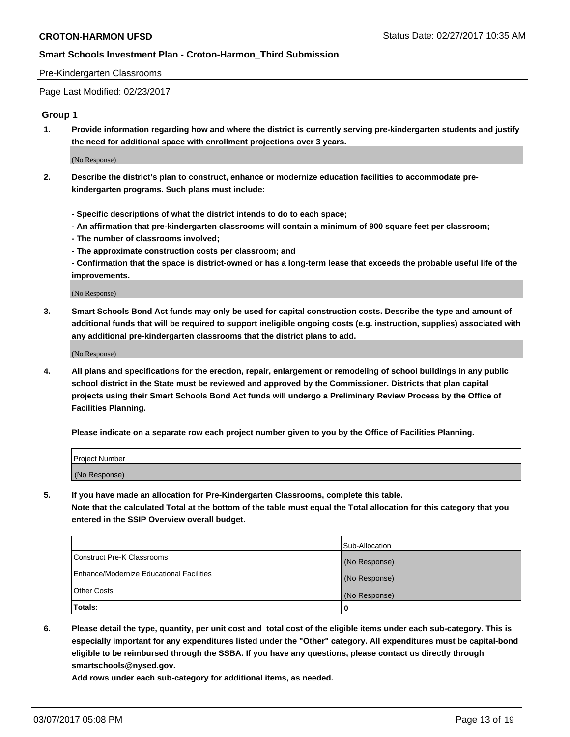Pre-Kindergarten Classrooms

Page Last Modified: 02/23/2017

## Group 1

**1. Provide information regarding how and where the district is currently serving pre-kindergarten students and justify the need for additional space with enrollment projections over 3 years.**

(No Response)

**2. Describe the district's plan to construct, enhance or modernize education facilities to accommodate pre-kindergarten programs. Such plans must include:**

**- Specific descriptions of what the district intends to do to each space;**
**- An affirmation that pre-kindergarten classrooms will contain a minimum of 900 square feet per classroom;**
**- The number of classrooms involved;**
**- The approximate construction costs per classroom; and**
**- Confirmation that the space is district-owned or has a long-term lease that exceeds the probable useful life of the improvements.**

(No Response)

**3. Smart Schools Bond Act funds may only be used for capital construction costs. Describe the type and amount of additional funds that will be required to support ineligible ongoing costs (e.g. instruction, supplies) associated with any additional pre-kindergarten classrooms that the district plans to add.**

(No Response)

**4. All plans and specifications for the erection, repair, enlargement or remodeling of school buildings in any public school district in the State must be reviewed and approved by the Commissioner. Districts that plan capital projects using their Smart Schools Bond Act funds will undergo a Preliminary Review Process by the Office of Facilities Planning.**

**Please indicate on a separate row each project number given to you by the Office of Facilities Planning.**

| Project Number |
| --- |
| (No Response) |

**5. If you have made an allocation for Pre-Kindergarten Classrooms, complete this table.**
**Note that the calculated Total at the bottom of the table must equal the Total allocation for this category that you entered in the SSIP Overview overall budget.**

| | Sub-Allocation |
| --- | --- |
| Construct Pre-K Classrooms | (No Response) |
| Enhance/Modernize Educational Facilities | (No Response) |
| Other Costs | (No Response) |
| **Totals:** | **0** |

**6. Please detail the type, quantity, per unit cost and total cost of the eligible items under each sub-category. This is especially important for any expenditures listed under the "Other" category. All expenditures must be capital-bond eligible to be reimbursed through the SSBA. If you have any questions, please contact us directly through smartschools@nysed.gov.**

**Add rows under each sub-category for additional items, as needed.**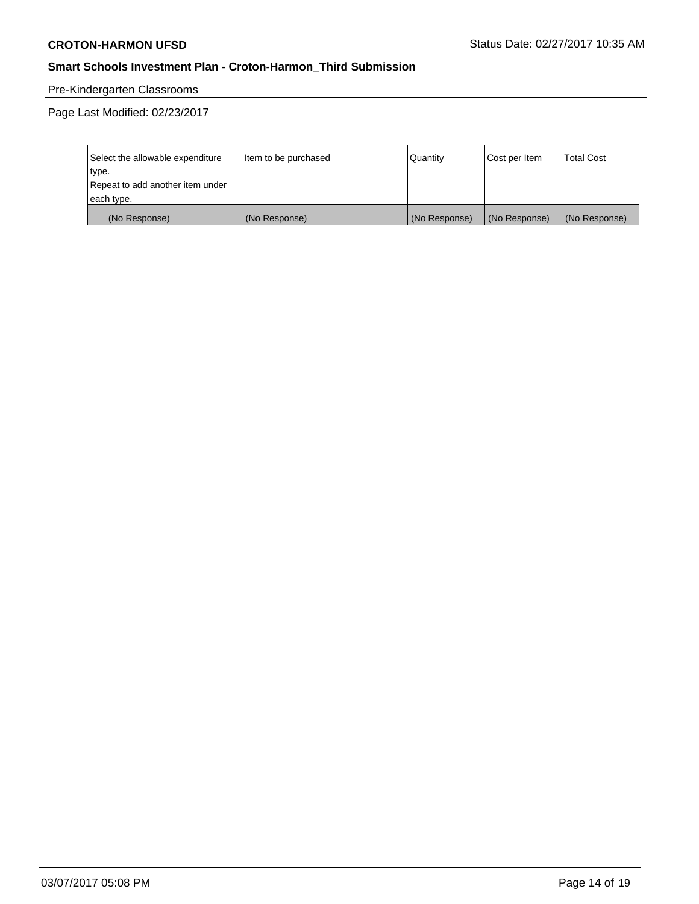Pre-Kindergarten Classrooms

Page Last Modified: 02/23/2017

| Select the allowable expenditure type. Repeat to add another item under each type. | Item to be purchased | Quantity | Cost per Item | Total Cost |
|---|---|---|---|---|
| (No Response) | (No Response) | (No Response) | (No Response) | (No Response) |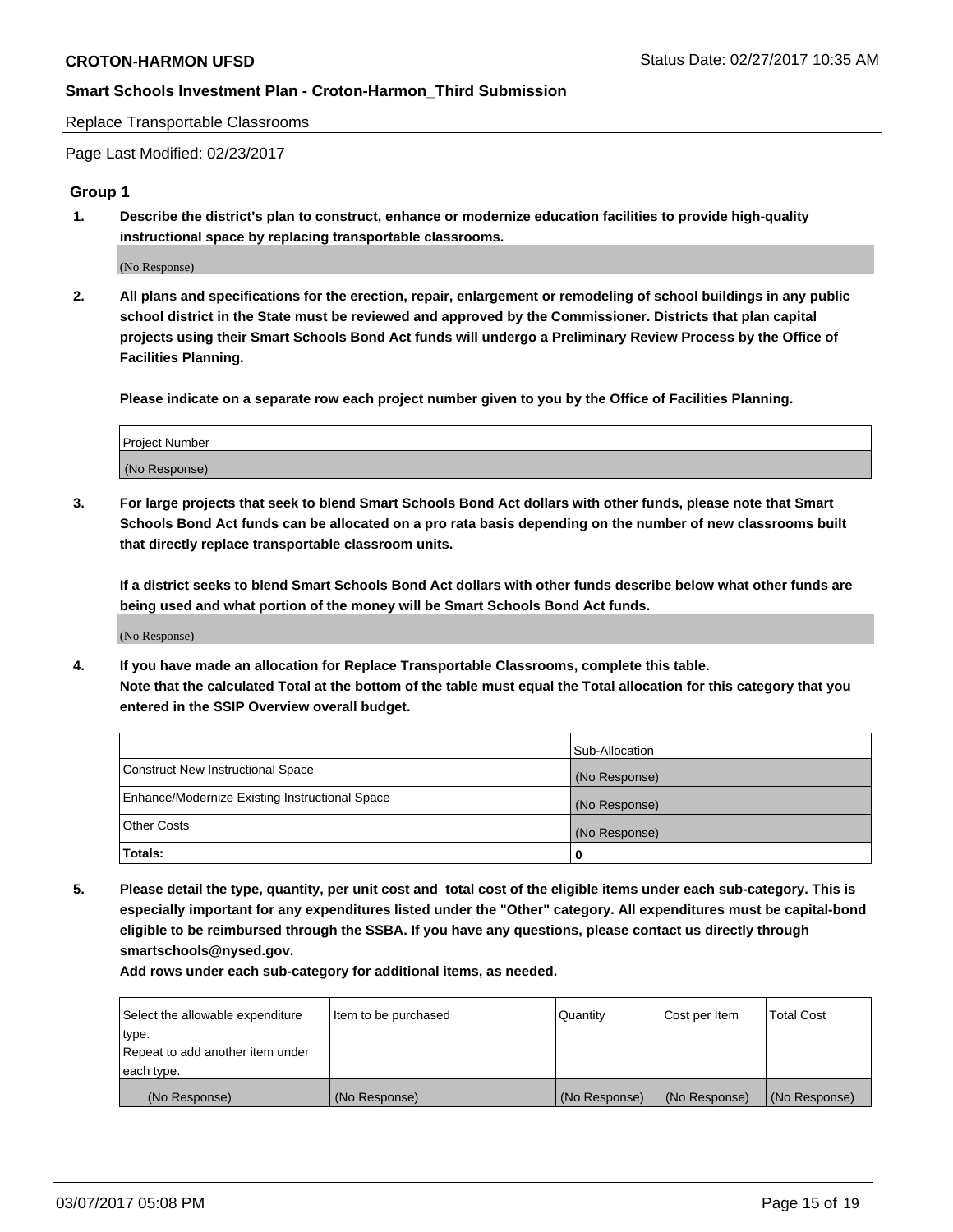Replace Transportable Classrooms

Page Last Modified: 02/23/2017

## Group 1

**1. Describe the district's plan to construct, enhance or modernize education facilities to provide high-quality instructional space by replacing transportable classrooms.**

(No Response)

**2. All plans and specifications for the erection, repair, enlargement or remodeling of school buildings in any public school district in the State must be reviewed and approved by the Commissioner. Districts that plan capital projects using their Smart Schools Bond Act funds will undergo a Preliminary Review Process by the Office of Facilities Planning.**

**Please indicate on a separate row each project number given to you by the Office of Facilities Planning.**

| Project Number |
|---|
| (No Response) |

**3. For large projects that seek to blend Smart Schools Bond Act dollars with other funds, please note that Smart Schools Bond Act funds can be allocated on a pro rata basis depending on the number of new classrooms built that directly replace transportable classroom units.**

**If a district seeks to blend Smart Schools Bond Act dollars with other funds describe below what other funds are being used and what portion of the money will be Smart Schools Bond Act funds.**

(No Response)

**4. If you have made an allocation for Replace Transportable Classrooms, complete this table. Note that the calculated Total at the bottom of the table must equal the Total allocation for this category that you entered in the SSIP Overview overall budget.**

| | Sub-Allocation |
|---|---|
| Construct New Instructional Space | (No Response) |
| Enhance/Modernize Existing Instructional Space | (No Response) |
| Other Costs | (No Response) |
| **Totals:** | **0** |

**5. Please detail the type, quantity, per unit cost and total cost of the eligible items under each sub-category. This is especially important for any expenditures listed under the "Other" category. All expenditures must be capital-bond eligible to be reimbursed through the SSBA. If you have any questions, please contact us directly through smartschools@nysed.gov.**

**Add rows under each sub-category for additional items, as needed.**

| Select the allowable expenditure type. Repeat to add another item under each type. | Item to be purchased | Quantity | Cost per Item | Total Cost |
|---|---|---|---|---|
| (No Response) | (No Response) | (No Response) | (No Response) | (No Response) |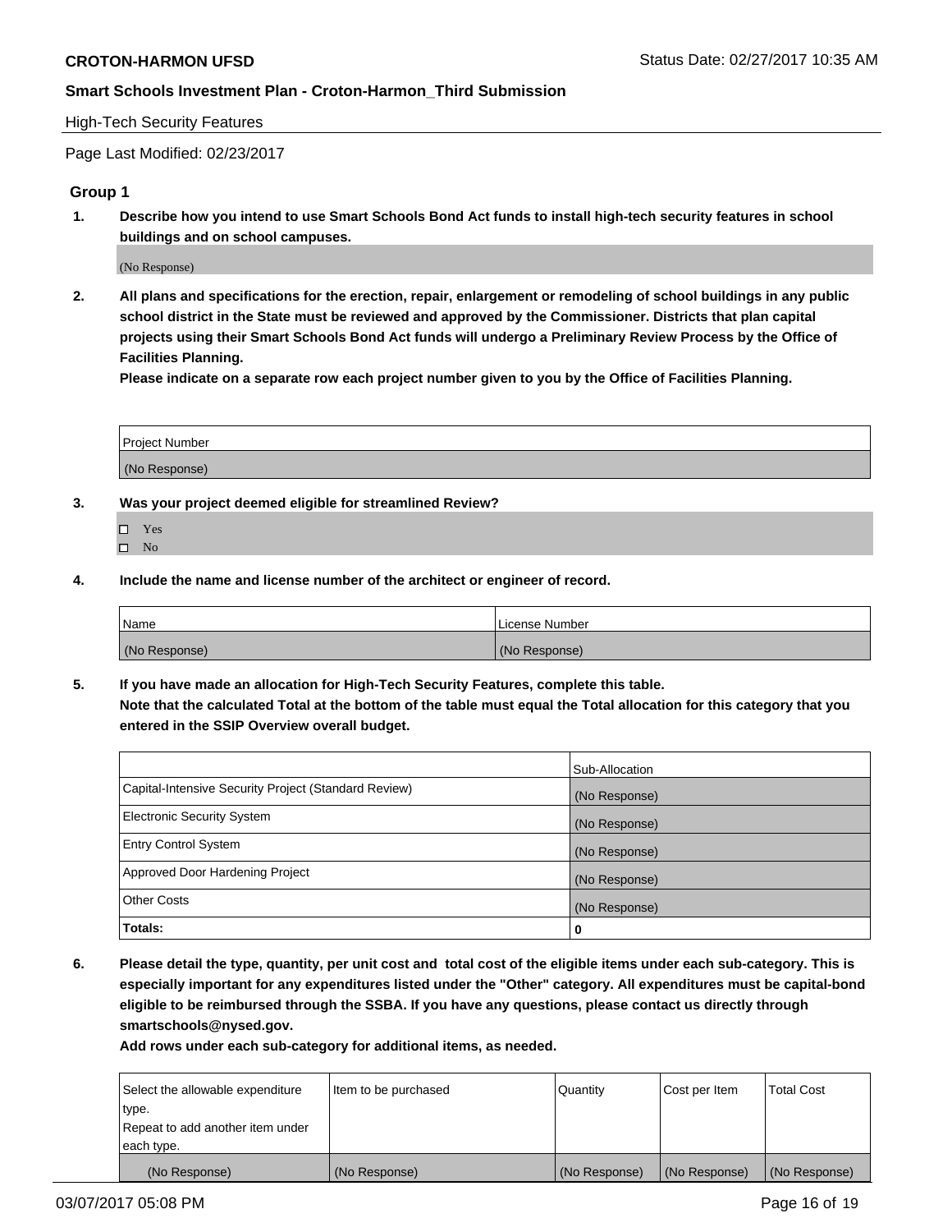CROTON-HARMON UFSD Status Date: 02/27/2017 10:35 AM

**Smart Schools Investment Plan - Croton-Harmon_Third Submission**

High-Tech Security Features

Page Last Modified: 02/23/2017

### Group 1

**1. Describe how you intend to use Smart Schools Bond Act funds to install high-tech security features in school buildings and on school campuses.**

(No Response)

**2. All plans and specifications for the erection, repair, enlargement or remodeling of school buildings in any public school district in the State must be reviewed and approved by the Commissioner. Districts that plan capital projects using their Smart Schools Bond Act funds will undergo a Preliminary Review Process by the Office of Facilities Planning.**

**Please indicate on a separate row each project number given to you by the Office of Facilities Planning.**

| Project Number |
| --- |
| (No Response) |

**3. Was your project deemed eligible for streamlined Review?**

- ☐ Yes
- ☐ No

**4. Include the name and license number of the architect or engineer of record.**

| Name | License Number |
| --- | --- |
| (No Response) | (No Response) |

**5. If you have made an allocation for High-Tech Security Features, complete this table.**
**Note that the calculated Total at the bottom of the table must equal the Total allocation for this category that you entered in the SSIP Overview overall budget.**

| | Sub-Allocation |
| --- | --- |
| Capital-Intensive Security Project (Standard Review) | (No Response) |
| Electronic Security System | (No Response) |
| Entry Control System | (No Response) |
| Approved Door Hardening Project | (No Response) |
| Other Costs | (No Response) |
| **Totals:** | **0** |

**6. Please detail the type, quantity, per unit cost and total cost of the eligible items under each sub-category. This is especially important for any expenditures listed under the "Other" category. All expenditures must be capital-bond eligible to be reimbursed through the SSBA. If you have any questions, please contact us directly through smartschools@nysed.gov.**

**Add rows under each sub-category for additional items, as needed.**

| Select the allowable expenditure type. Repeat to add another item under each type. | Item to be purchased | Quantity | Cost per Item | Total Cost |
| --- | --- | --- | --- | --- |
| (No Response) | (No Response) | (No Response) | (No Response) | (No Response) |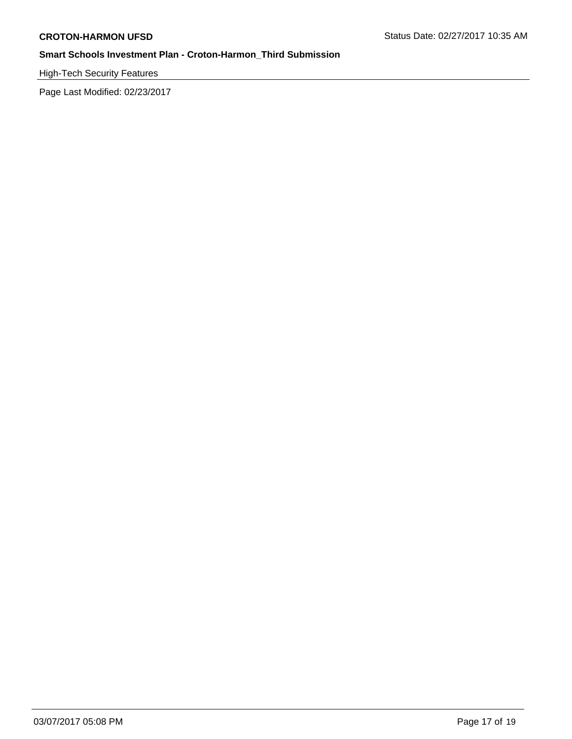High-Tech Security Features

Page Last Modified: 02/23/2017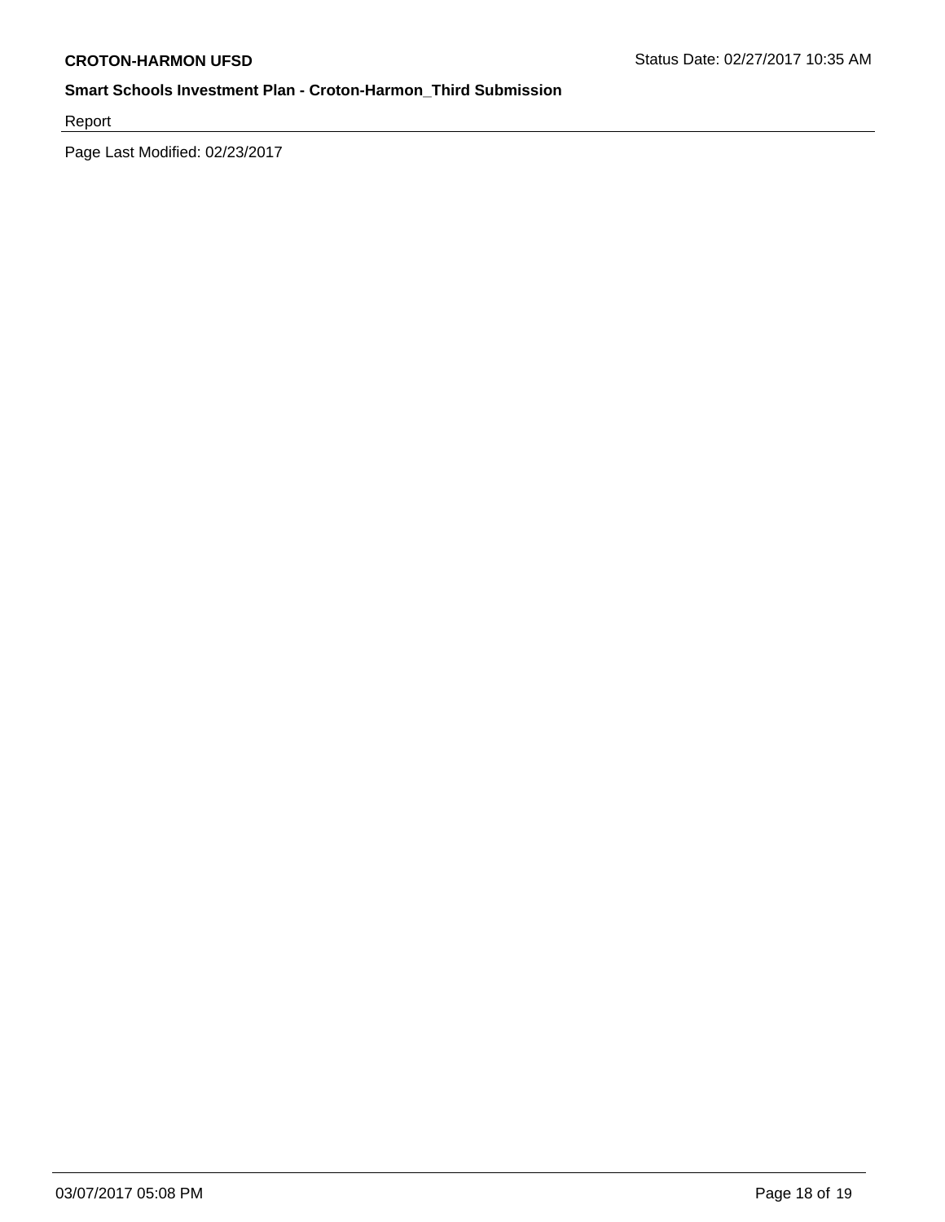Report

Page Last Modified: 02/23/2017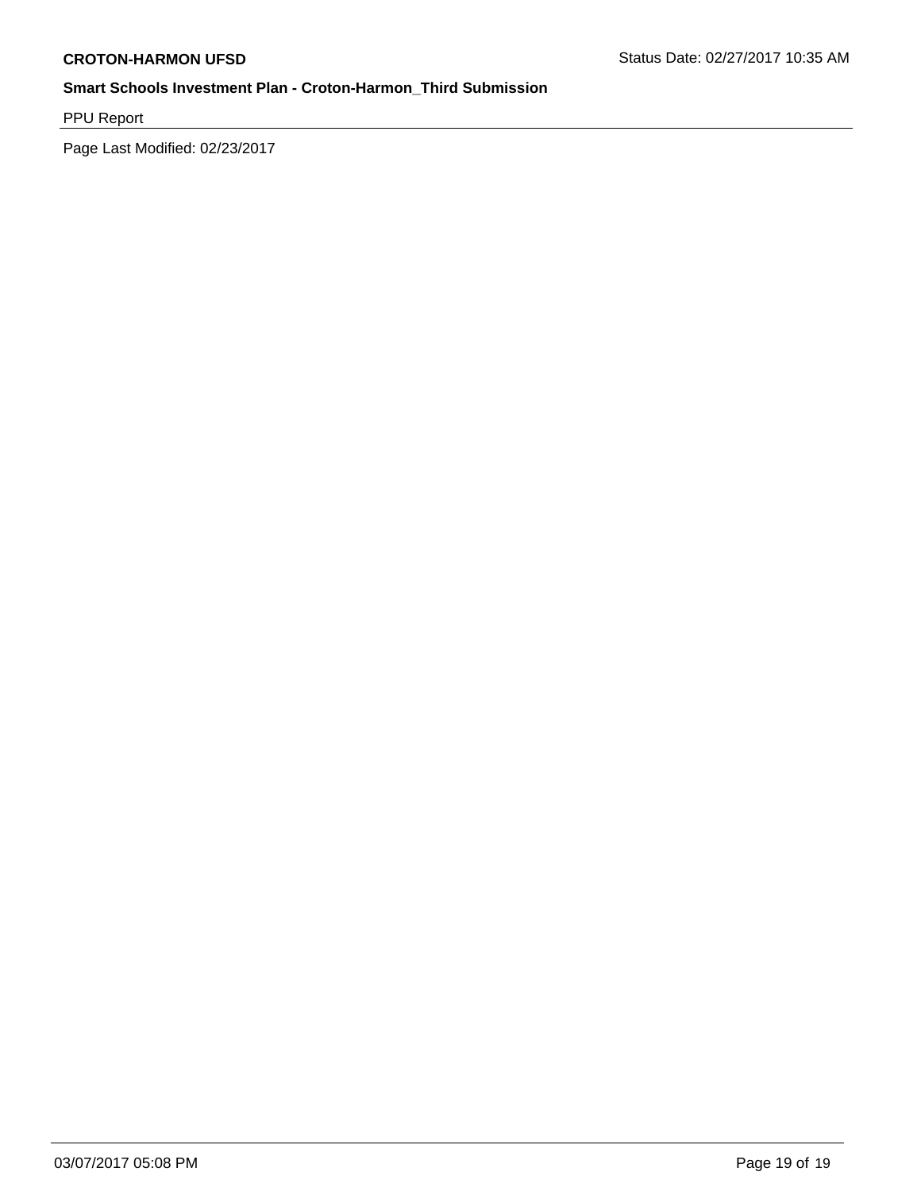PPU Report

Page Last Modified: 02/23/2017